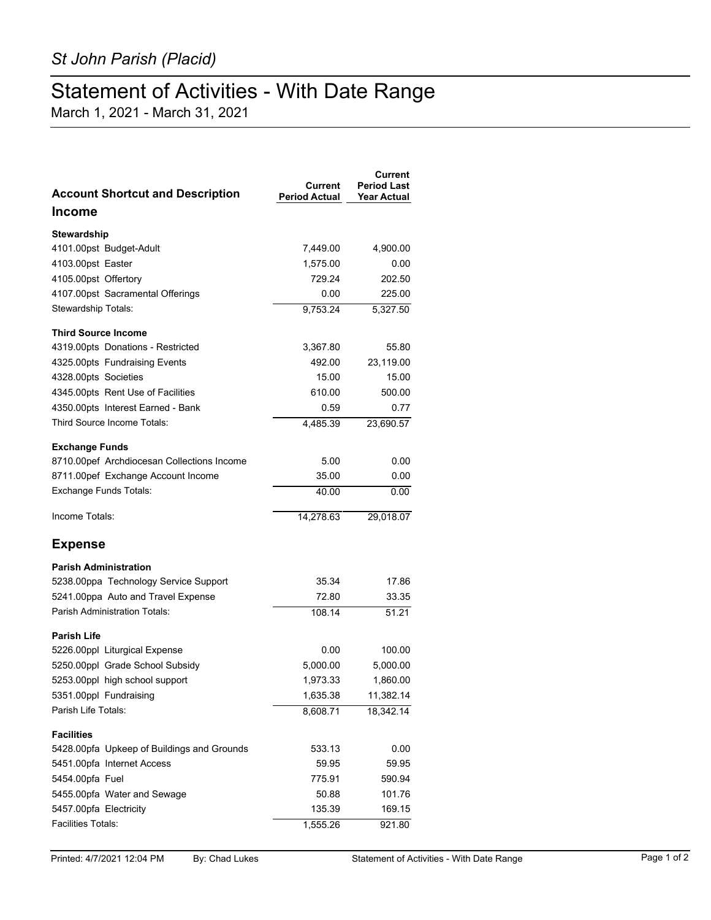*St John Parish (Placid)*

# Statement of Activities - With Date Range

March 1, 2021 - March 31, 2021

| Account Shortcut and Description | Current Period Actual | Current Period Last Year Actual |
|---|---|---|
| **Income** | | |
| **Stewardship** | | |
| 4101.00pst Budget-Adult | 7,449.00 | 4,900.00 |
| 4103.00pst Easter | 1,575.00 | 0.00 |
| 4105.00pst Offertory | 729.24 | 202.50 |
| 4107.00pst Sacramental Offerings | 0.00 | 225.00 |
| Stewardship Totals: | 9,753.24 | 5,327.50 |
| **Third Source Income** | | |
| 4319.00pts Donations - Restricted | 3,367.80 | 55.80 |
| 4325.00pts Fundraising Events | 492.00 | 23,119.00 |
| 4328.00pts Societies | 15.00 | 15.00 |
| 4345.00pts Rent Use of Facilities | 610.00 | 500.00 |
| 4350.00pts Interest Earned - Bank | 0.59 | 0.77 |
| Third Source Income Totals: | 4,485.39 | 23,690.57 |
| **Exchange Funds** | | |
| 8710.00pef Archdiocesan Collections Income | 5.00 | 0.00 |
| 8711.00pef Exchange Account Income | 35.00 | 0.00 |
| Exchange Funds Totals: | 40.00 | 0.00 |
| Income Totals: | 14,278.63 | 29,018.07 |
| **Expense** | | |
| **Parish Administration** | | |
| 5238.00ppa Technology Service Support | 35.34 | 17.86 |
| 5241.00ppa Auto and Travel Expense | 72.80 | 33.35 |
| Parish Administration Totals: | 108.14 | 51.21 |
| **Parish Life** | | |
| 5226.00ppl Liturgical Expense | 0.00 | 100.00 |
| 5250.00ppl Grade School Subsidy | 5,000.00 | 5,000.00 |
| 5253.00ppl high school support | 1,973.33 | 1,860.00 |
| 5351.00ppl Fundraising | 1,635.38 | 11,382.14 |
| Parish Life Totals: | 8,608.71 | 18,342.14 |
| **Facilities** | | |
| 5428.00pfa Upkeep of Buildings and Grounds | 533.13 | 0.00 |
| 5451.00pfa Internet Access | 59.95 | 59.95 |
| 5454.00pfa Fuel | 775.91 | 590.94 |
| 5455.00pfa Water and Sewage | 50.88 | 101.76 |
| 5457.00pfa Electricity | 135.39 | 169.15 |
| Facilities Totals: | 1,555.26 | 921.80 |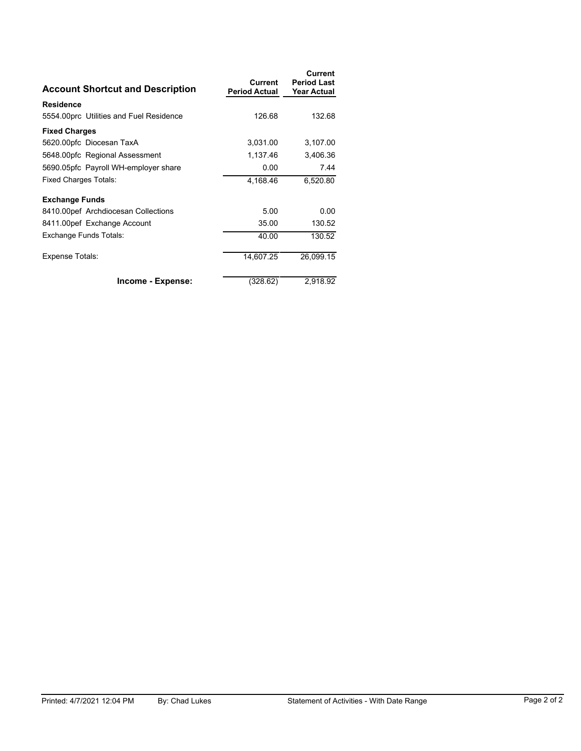| Account Shortcut and Description | Current Period Actual | Current Period Last Year Actual |
|---|---|---|
| **Residence** | | |
| 5554.00prc Utilities and Fuel Residence | 126.68 | 132.68 |
| **Fixed Charges** | | |
| 5620.00pfc Diocesan TaxA | 3,031.00 | 3,107.00 |
| 5648.00pfc Regional Assessment | 1,137.46 | 3,406.36 |
| 5690.05pfc Payroll WH-employer share | 0.00 | 7.44 |
| Fixed Charges Totals: | 4,168.46 | 6,520.80 |
| **Exchange Funds** | | |
| 8410.00pef Archdiocesan Collections | 5.00 | 0.00 |
| 8411.00pef Exchange Account | 35.00 | 130.52 |
| Exchange Funds Totals: | 40.00 | 130.52 |
| Expense Totals: | 14,607.25 | 26,099.15 |
| **Income - Expense:** | (328.62) | 2,918.92 |

Printed: 4/7/2021 12:04 PM By: Chad Lukes Statement of Activities - With Date Range